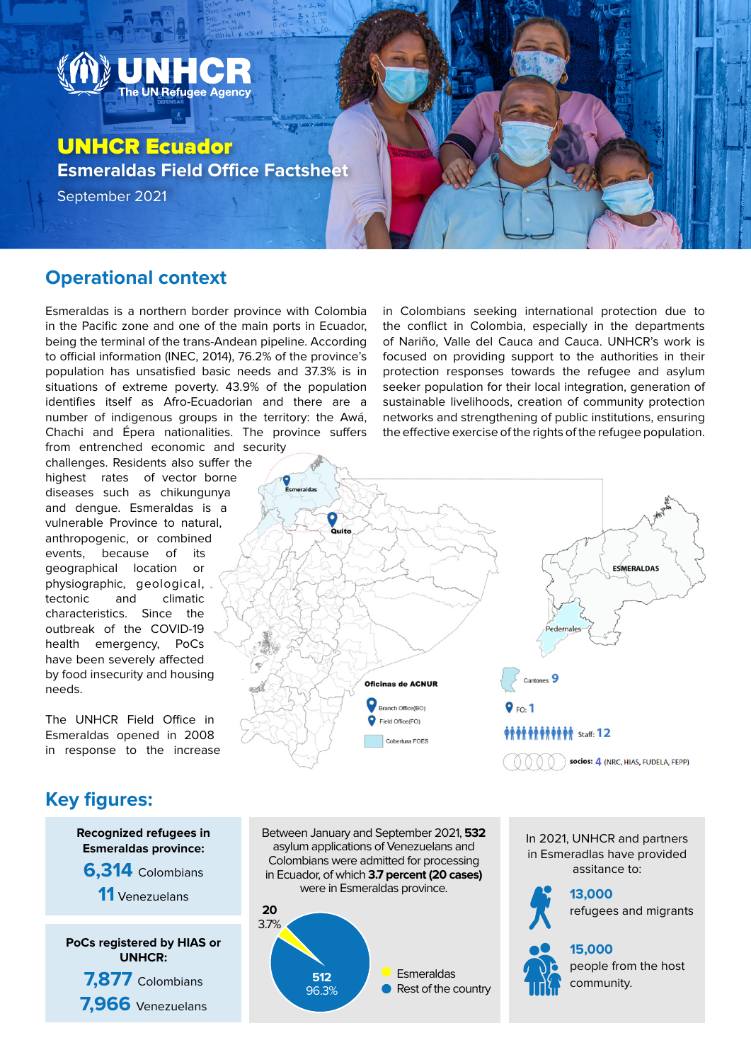# UNHCR Ecuador

## Esmeraldas Field Office Factsheet

September 2021

## Operational context

Esmeraldas is a northern border province with Colombia in the Pacific zone and one of the main ports in Ecuador, being the terminal of the trans-Andean pipeline. According to official information (INEC, 2014), 76.2% of the province's population has unsatisfied basic needs and 37.3% is in situations of extreme poverty. 43.9% of the population identifies itself as Afro-Ecuadorian and there are a number of indigenous groups in the territory: the Awá, Chachi and Épera nationalities. The province suffers from entrenched economic and security challenges. Residents also suffer the highest rates of vector borne diseases such as chikungunya and dengue. Esmeraldas is a vulnerable Province to natural, anthropogenic, or combined events, because of its geographical location or physiographic, geological, tectonic and climatic characteristics. Since the outbreak of the COVID-19 health emergency, PoCs have been severely affected by food insecurity and housing needs.

The UNHCR Field Office in Esmeraldas opened in 2008 in response to the increase in Colombians seeking international protection due to the conflict in Colombia, especially in the departments of Nariño, Valle del Cauca and Cauca. UNHCR's work is focused on providing support to the authorities in their protection responses towards the refugee and asylum seeker population for their local integration, generation of sustainable livelihoods, creation of community protection networks and strengthening of public institutions, ensuring the effective exercise of the rights of the refugee population.

Oficinas de ACNUR

- Branch Office(BO)
- Field Office(FO)
- Cobertura FOES

Cantones: 9

FO: 1

Staff: 12

socios: 4 (NRC, HIAS, FUDELA, FEPP)

## Key figures:

**Recognized refugees in Esmeraldas province:**

**6,314** Colombians

**11** Venezuelans

**PoCs registered by HIAS or UNHCR:**

**7,877** Colombians

**7,966** Venezuelans

Between January and September 2021, **532** asylum applications of Venezuelans and Colombians were admitted for processing in Ecuador, of which **3.7 percent (20 cases)** were in Esmeraldas province.

| | Cases | % |
|---|---|---|
| Esmeraldas | 20 | 3.7% |
| Rest of the country | 512 | 96.3% |

In 2021, UNHCR and partners in Esmeradlas have provided assitance to:

**13,000** refugees and migrants

**15,000** people from the host community.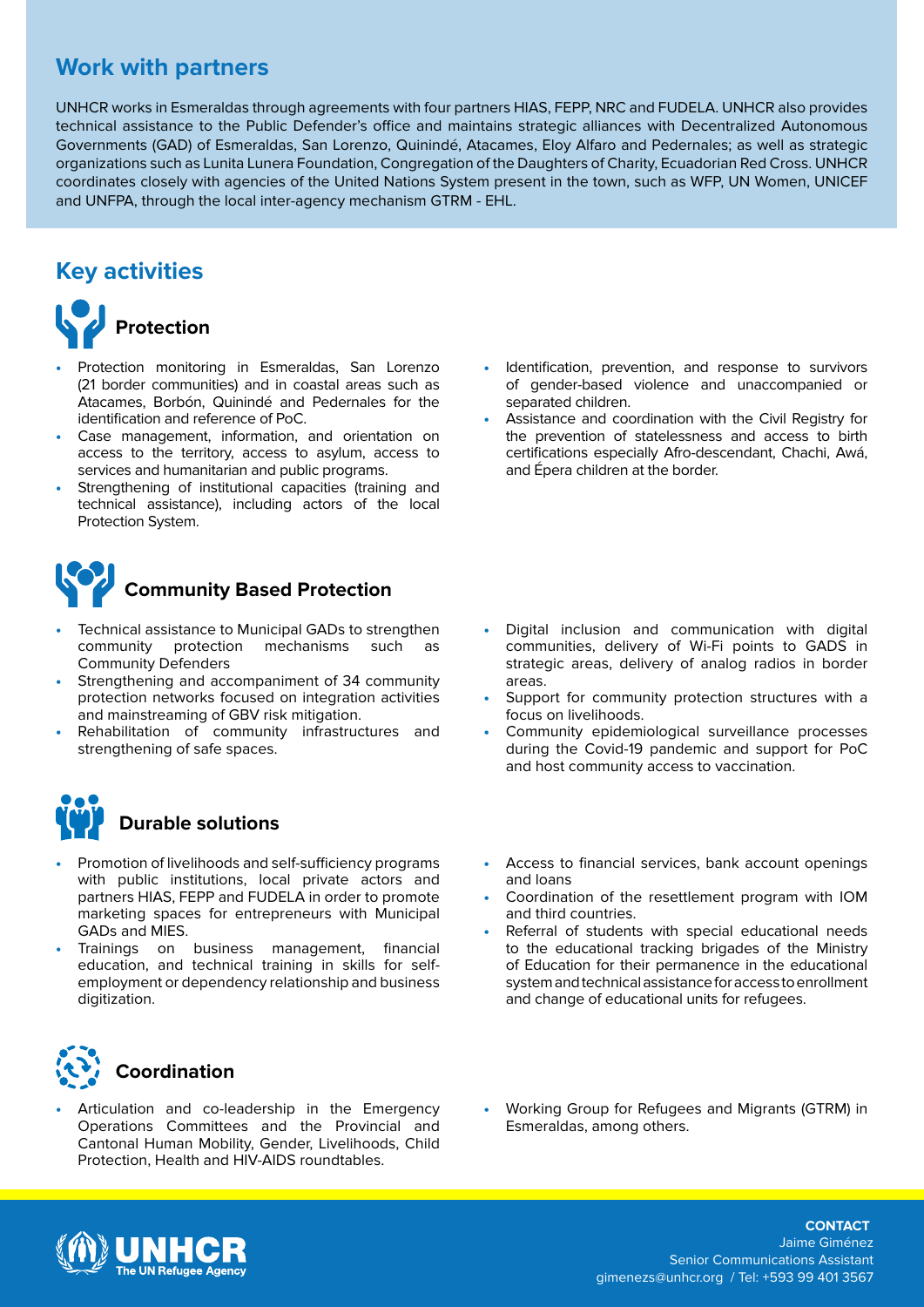## Work with partners

UNHCR works in Esmeraldas through agreements with four partners HIAS, FEPP, NRC and FUDELA. UNHCR also provides technical assistance to the Public Defender's office and maintains strategic alliances with Decentralized Autonomous Governments (GAD) of Esmeraldas, San Lorenzo, Quinindé, Atacames, Eloy Alfaro and Pedernales; as well as strategic organizations such as Lunita Lunera Foundation, Congregation of the Daughters of Charity, Ecuadorian Red Cross. UNHCR coordinates closely with agencies of the United Nations System present in the town, such as WFP, UN Women, UNICEF and UNFPA, through the local inter-agency mechanism GTRM - EHL.

## Key activities

### Protection

- Protection monitoring in Esmeraldas, San Lorenzo (21 border communities) and in coastal areas such as Atacames, Borbón, Quinindé and Pedernales for the identification and reference of PoC.
- Case management, information, and orientation on access to the territory, access to asylum, access to services and humanitarian and public programs.
- Strengthening of institutional capacities (training and technical assistance), including actors of the local Protection System.
- Identification, prevention, and response to survivors of gender-based violence and unaccompanied or separated children.
- Assistance and coordination with the Civil Registry for the prevention of statelessness and access to birth certifications especially Afro-descendant, Chachi, Awá, and Épera children at the border.

### Community Based Protection

- Technical assistance to Municipal GADs to strengthen community protection mechanisms such as Community Defenders
- Strengthening and accompaniment of 34 community protection networks focused on integration activities and mainstreaming of GBV risk mitigation.
- Rehabilitation of community infrastructures and strengthening of safe spaces.
- Digital inclusion and communication with digital communities, delivery of Wi-Fi points to GADS in strategic areas, delivery of analog radios in border areas.
- Support for community protection structures with a focus on livelihoods.
- Community epidemiological surveillance processes during the Covid-19 pandemic and support for PoC and host community access to vaccination.

### Durable solutions

- Promotion of livelihoods and self-sufficiency programs with public institutions, local private actors and partners HIAS, FEPP and FUDELA in order to promote marketing spaces for entrepreneurs with Municipal GADs and MIES.
- Trainings on business management, financial education, and technical training in skills for self-employment or dependency relationship and business digitization.
- Access to financial services, bank account openings and loans
- Coordination of the resettlement program with IOM and third countries.
- Referral of students with special educational needs to the educational tracking brigades of the Ministry of Education for their permanence in the educational system and technical assistance for access to enrollment and change of educational units for refugees.

### Coordination

- Articulation and co-leadership in the Emergency Operations Committees and the Provincial and Cantonal Human Mobility, Gender, Livelihoods, Child Protection, Health and HIV-AIDS roundtables.
- Working Group for Refugees and Migrants (GTRM) in Esmeraldas, among others.

UNHCR The UN Refugee Agency

**CONTACT**
Jaime Giménez
Senior Communications Assistant
gimenezs@unhcr.org / Tel: +593 99 401 3567